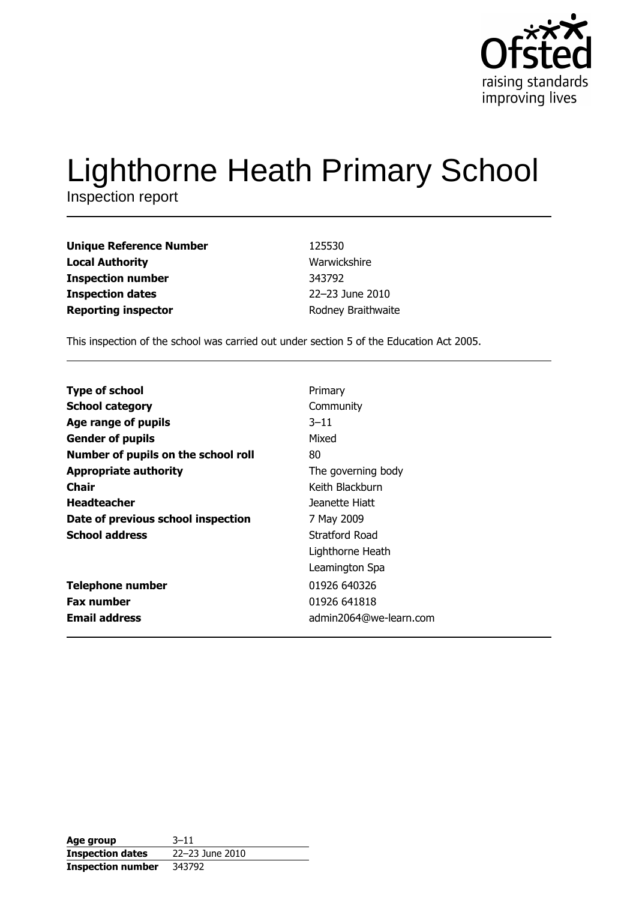Ofsted
raising standards
improving lives

# Lighthorne Heath Primary School

Inspection report

| | |
|---|---|
| **Unique Reference Number** | 125530 |
| **Local Authority** | Warwickshire |
| **Inspection number** | 343792 |
| **Inspection dates** | 22–23 June 2010 |
| **Reporting inspector** | Rodney Braithwaite |

This inspection of the school was carried out under section 5 of the Education Act 2005.

| | |
|---|---|
| **Type of school** | Primary |
| **School category** | Community |
| **Age range of pupils** | 3–11 |
| **Gender of pupils** | Mixed |
| **Number of pupils on the school roll** | 80 |
| **Appropriate authority** | The governing body |
| **Chair** | Keith Blackburn |
| **Headteacher** | Jeanette Hiatt |
| **Date of previous school inspection** | 7 May 2009 |
| **School address** | Stratford Road<br>Lighthorne Heath<br>Leamington Spa |
| **Telephone number** | 01926 640326 |
| **Fax number** | 01926 641818 |
| **Email address** | admin2064@we-learn.com |

| | |
|---|---|
| **Age group** | 3–11 |
| **Inspection dates** | 22–23 June 2010 |
| **Inspection number** | 343792 |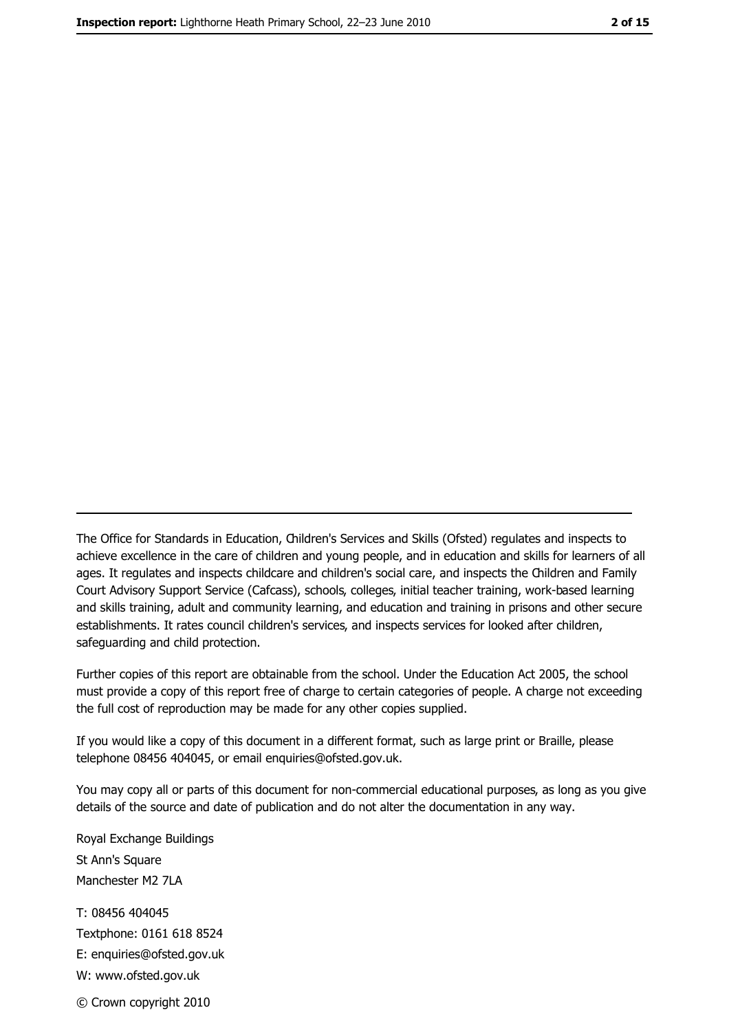The Office for Standards in Education, Children's Services and Skills (Ofsted) regulates and inspects to achieve excellence in the care of children and young people, and in education and skills for learners of all ages. It regulates and inspects childcare and children's social care, and inspects the Children and Family Court Advisory Support Service (Cafcass), schools, colleges, initial teacher training, work-based learning and skills training, adult and community learning, and education and training in prisons and other secure establishments. It rates council children's services, and inspects services for looked after children, safeguarding and child protection.

Further copies of this report are obtainable from the school. Under the Education Act 2005, the school must provide a copy of this report free of charge to certain categories of people. A charge not exceeding the full cost of reproduction may be made for any other copies supplied.

If you would like a copy of this document in a different format, such as large print or Braille, please telephone 08456 404045, or email enquiries@ofsted.gov.uk.

You may copy all or parts of this document for non-commercial educational purposes, as long as you give details of the source and date of publication and do not alter the documentation in any way.

Royal Exchange Buildings
St Ann's Square
Manchester M2 7LA

T: 08456 404045
Textphone: 0161 618 8524
E: enquiries@ofsted.gov.uk
W: www.ofsted.gov.uk

© Crown copyright 2010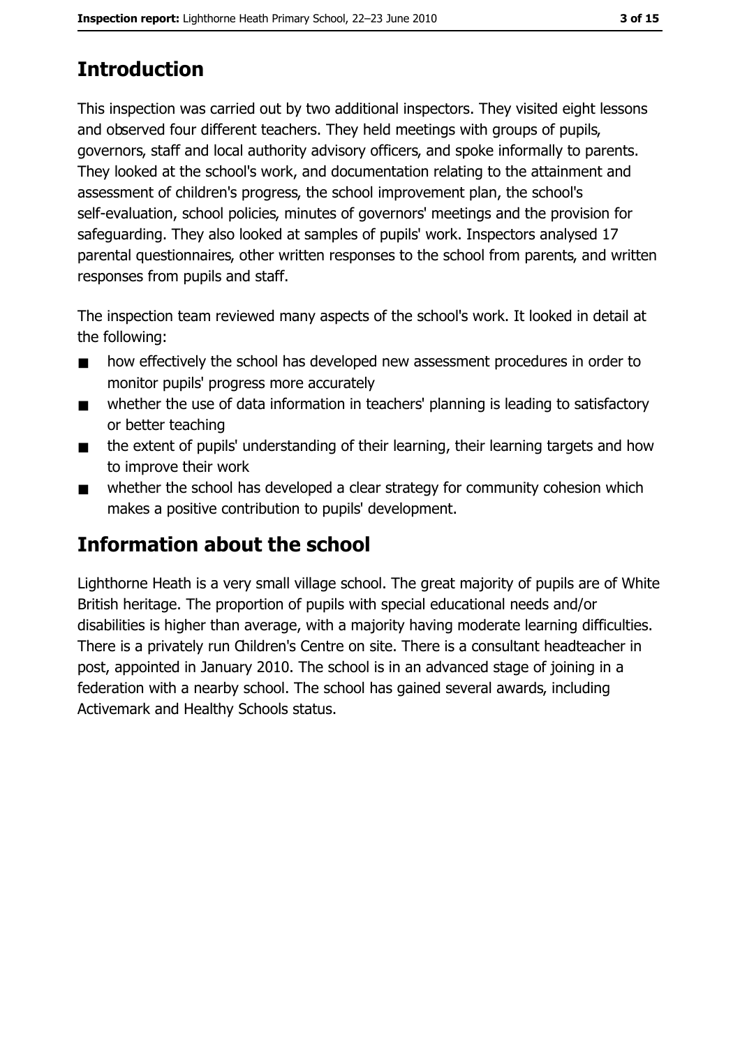# Introduction

This inspection was carried out by two additional inspectors. They visited eight lessons and observed four different teachers. They held meetings with groups of pupils, governors, staff and local authority advisory officers, and spoke informally to parents. They looked at the school's work, and documentation relating to the attainment and assessment of children's progress, the school improvement plan, the school's self-evaluation, school policies, minutes of governors' meetings and the provision for safeguarding. They also looked at samples of pupils' work. Inspectors analysed 17 parental questionnaires, other written responses to the school from parents, and written responses from pupils and staff.

The inspection team reviewed many aspects of the school's work. It looked in detail at the following:

- how effectively the school has developed new assessment procedures in order to monitor pupils' progress more accurately
- whether the use of data information in teachers' planning is leading to satisfactory or better teaching
- the extent of pupils' understanding of their learning, their learning targets and how to improve their work
- whether the school has developed a clear strategy for community cohesion which makes a positive contribution to pupils' development.

# Information about the school

Lighthorne Heath is a very small village school. The great majority of pupils are of White British heritage. The proportion of pupils with special educational needs and/or disabilities is higher than average, with a majority having moderate learning difficulties. There is a privately run Children's Centre on site. There is a consultant headteacher in post, appointed in January 2010. The school is in an advanced stage of joining in a federation with a nearby school. The school has gained several awards, including Activemark and Healthy Schools status.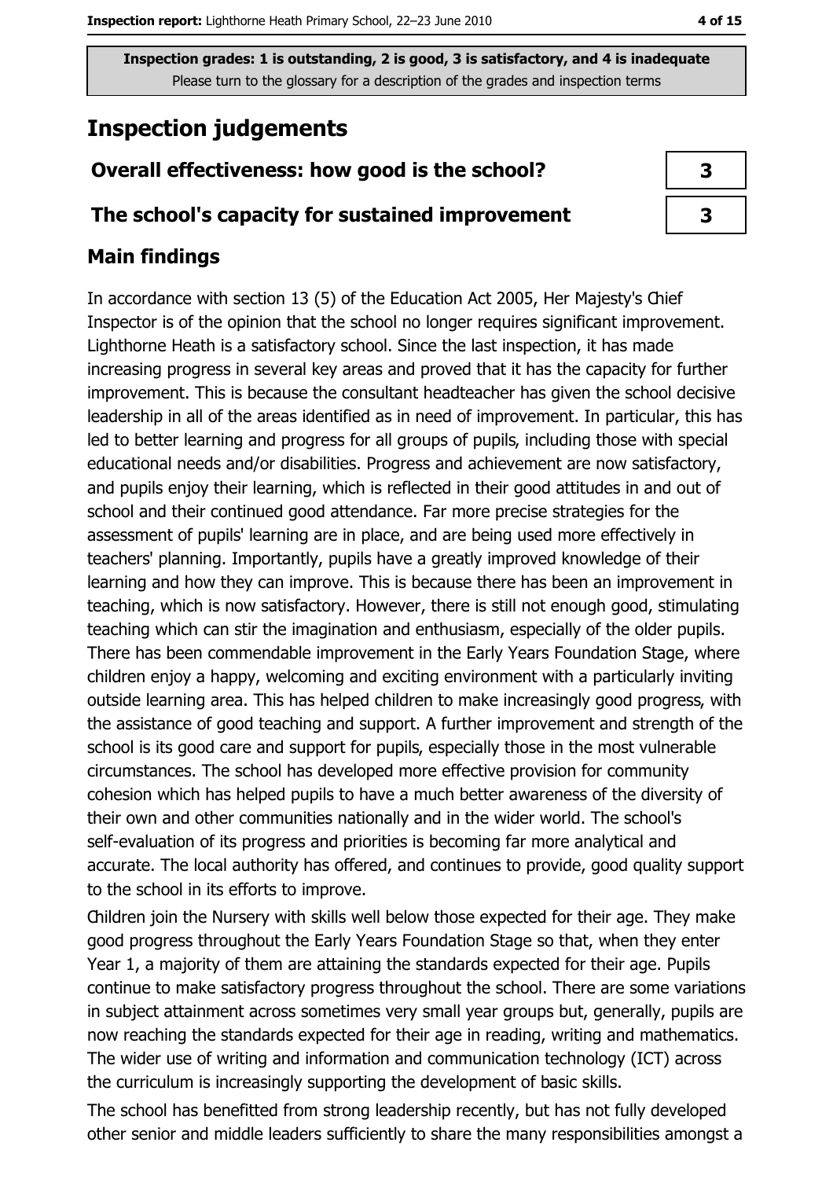**Inspection grades: 1 is outstanding, 2 is good, 3 is satisfactory, and 4 is inadequate**
Please turn to the glossary for a description of the grades and inspection terms

# Inspection judgements

| | |
|---|---|
| **Overall effectiveness: how good is the school?** | **3** |
| **The school's capacity for sustained improvement** | **3** |

## Main findings

In accordance with section 13 (5) of the Education Act 2005, Her Majesty's Chief Inspector is of the opinion that the school no longer requires significant improvement. Lighthorne Heath is a satisfactory school. Since the last inspection, it has made increasing progress in several key areas and proved that it has the capacity for further improvement. This is because the consultant headteacher has given the school decisive leadership in all of the areas identified as in need of improvement. In particular, this has led to better learning and progress for all groups of pupils, including those with special educational needs and/or disabilities. Progress and achievement are now satisfactory, and pupils enjoy their learning, which is reflected in their good attitudes in and out of school and their continued good attendance. Far more precise strategies for the assessment of pupils' learning are in place, and are being used more effectively in teachers' planning. Importantly, pupils have a greatly improved knowledge of their learning and how they can improve. This is because there has been an improvement in teaching, which is now satisfactory. However, there is still not enough good, stimulating teaching which can stir the imagination and enthusiasm, especially of the older pupils. There has been commendable improvement in the Early Years Foundation Stage, where children enjoy a happy, welcoming and exciting environment with a particularly inviting outside learning area. This has helped children to make increasingly good progress, with the assistance of good teaching and support. A further improvement and strength of the school is its good care and support for pupils, especially those in the most vulnerable circumstances. The school has developed more effective provision for community cohesion which has helped pupils to have a much better awareness of the diversity of their own and other communities nationally and in the wider world. The school's self-evaluation of its progress and priorities is becoming far more analytical and accurate. The local authority has offered, and continues to provide, good quality support to the school in its efforts to improve.

Children join the Nursery with skills well below those expected for their age. They make good progress throughout the Early Years Foundation Stage so that, when they enter Year 1, a majority of them are attaining the standards expected for their age. Pupils continue to make satisfactory progress throughout the school. There are some variations in subject attainment across sometimes very small year groups but, generally, pupils are now reaching the standards expected for their age in reading, writing and mathematics. The wider use of writing and information and communication technology (ICT) across the curriculum is increasingly supporting the development of basic skills.

The school has benefitted from strong leadership recently, but has not fully developed other senior and middle leaders sufficiently to share the many responsibilities amongst a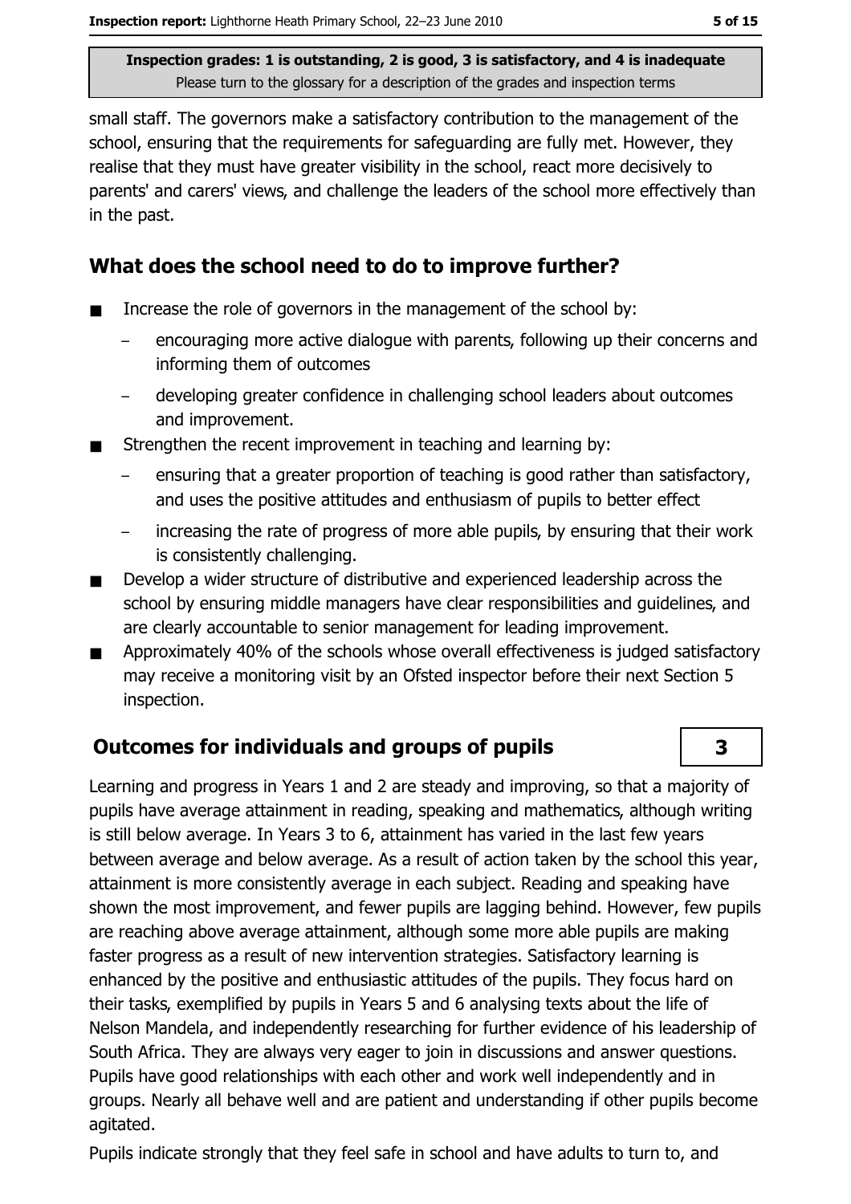small staff. The governors make a satisfactory contribution to the management of the school, ensuring that the requirements for safeguarding are fully met. However, they realise that they must have greater visibility in the school, react more decisively to parents' and carers' views, and challenge the leaders of the school more effectively than in the past.

## What does the school need to do to improve further?

- Increase the role of governors in the management of the school by:
  - encouraging more active dialogue with parents, following up their concerns and informing them of outcomes
  - developing greater confidence in challenging school leaders about outcomes and improvement.
- Strengthen the recent improvement in teaching and learning by:
  - ensuring that a greater proportion of teaching is good rather than satisfactory, and uses the positive attitudes and enthusiasm of pupils to better effect
  - increasing the rate of progress of more able pupils, by ensuring that their work is consistently challenging.
- Develop a wider structure of distributive and experienced leadership across the school by ensuring middle managers have clear responsibilities and guidelines, and are clearly accountable to senior management for leading improvement.
- Approximately 40% of the schools whose overall effectiveness is judged satisfactory may receive a monitoring visit by an Ofsted inspector before their next Section 5 inspection.

## Outcomes for individuals and groups of pupils — 3

Learning and progress in Years 1 and 2 are steady and improving, so that a majority of pupils have average attainment in reading, speaking and mathematics, although writing is still below average. In Years 3 to 6, attainment has varied in the last few years between average and below average. As a result of action taken by the school this year, attainment is more consistently average in each subject. Reading and speaking have shown the most improvement, and fewer pupils are lagging behind. However, few pupils are reaching above average attainment, although some more able pupils are making faster progress as a result of new intervention strategies. Satisfactory learning is enhanced by the positive and enthusiastic attitudes of the pupils. They focus hard on their tasks, exemplified by pupils in Years 5 and 6 analysing texts about the life of Nelson Mandela, and independently researching for further evidence of his leadership of South Africa. They are always very eager to join in discussions and answer questions. Pupils have good relationships with each other and work well independently and in groups. Nearly all behave well and are patient and understanding if other pupils become agitated.

Pupils indicate strongly that they feel safe in school and have adults to turn to, and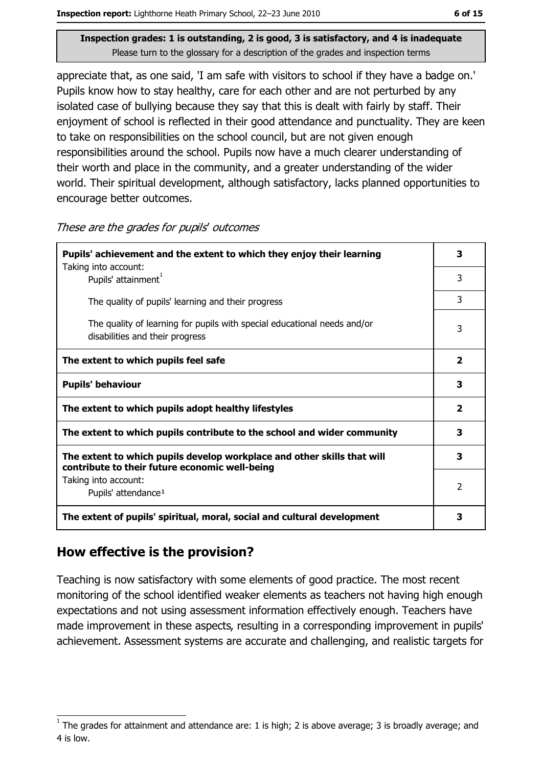**Inspection grades: 1 is outstanding, 2 is good, 3 is satisfactory, and 4 is inadequate**
Please turn to the glossary for a description of the grades and inspection terms

appreciate that, as one said, 'I am safe with visitors to school if they have a badge on.' Pupils know how to stay healthy, care for each other and are not perturbed by any isolated case of bullying because they say that this is dealt with fairly by staff. Their enjoyment of school is reflected in their good attendance and punctuality. They are keen to take on responsibilities on the school council, but are not given enough responsibilities around the school. Pupils now have a much clearer understanding of their worth and place in the community, and a greater understanding of the wider world. Their spiritual development, although satisfactory, lacks planned opportunities to encourage better outcomes.

*These are the grades for pupils' outcomes*

| | |
|---|---|
| **Pupils' achievement and the extent to which they enjoy their learning** | **3** |
| Taking into account: Pupils' attainment[1] | 3 |
| The quality of pupils' learning and their progress | 3 |
| The quality of learning for pupils with special educational needs and/or disabilities and their progress | 3 |
| **The extent to which pupils feel safe** | **2** |
| **Pupils' behaviour** | **3** |
| **The extent to which pupils adopt healthy lifestyles** | **2** |
| **The extent to which pupils contribute to the school and wider community** | **3** |
| **The extent to which pupils develop workplace and other skills that will contribute to their future economic well-being** | **3** |
| Taking into account: Pupils' attendance[1] | 2 |
| **The extent of pupils' spiritual, moral, social and cultural development** | **3** |

## How effective is the provision?

Teaching is now satisfactory with some elements of good practice. The most recent monitoring of the school identified weaker elements as teachers not having high enough expectations and not using assessment information effectively enough. Teachers have made improvement in these aspects, resulting in a corresponding improvement in pupils' achievement. Assessment systems are accurate and challenging, and realistic targets for

[1] The grades for attainment and attendance are: 1 is high; 2 is above average; 3 is broadly average; and 4 is low.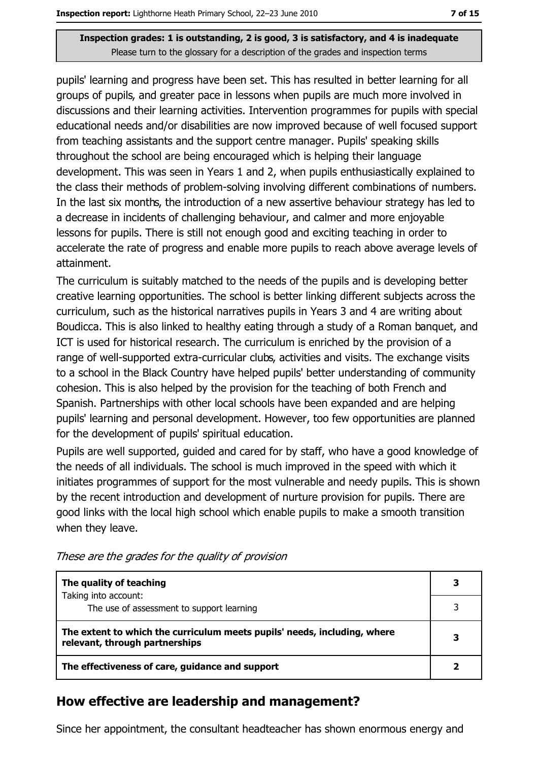Inspection grades: 1 is outstanding, 2 is good, 3 is satisfactory, and 4 is inadequate
Please turn to the glossary for a description of the grades and inspection terms

pupils' learning and progress have been set. This has resulted in better learning for all groups of pupils, and greater pace in lessons when pupils are much more involved in discussions and their learning activities. Intervention programmes for pupils with special educational needs and/or disabilities are now improved because of well focused support from teaching assistants and the support centre manager. Pupils' speaking skills throughout the school are being encouraged which is helping their language development. This was seen in Years 1 and 2, when pupils enthusiastically explained to the class their methods of problem-solving involving different combinations of numbers. In the last six months, the introduction of a new assertive behaviour strategy has led to a decrease in incidents of challenging behaviour, and calmer and more enjoyable lessons for pupils. There is still not enough good and exciting teaching in order to accelerate the rate of progress and enable more pupils to reach above average levels of attainment.

The curriculum is suitably matched to the needs of the pupils and is developing better creative learning opportunities. The school is better linking different subjects across the curriculum, such as the historical narratives pupils in Years 3 and 4 are writing about Boudicca. This is also linked to healthy eating through a study of a Roman banquet, and ICT is used for historical research. The curriculum is enriched by the provision of a range of well-supported extra-curricular clubs, activities and visits. The exchange visits to a school in the Black Country have helped pupils' better understanding of community cohesion. This is also helped by the provision for the teaching of both French and Spanish. Partnerships with other local schools have been expanded and are helping pupils' learning and personal development. However, too few opportunities are planned for the development of pupils' spiritual education.

Pupils are well supported, guided and cared for by staff, who have a good knowledge of the needs of all individuals. The school is much improved in the speed with which it initiates programmes of support for the most vulnerable and needy pupils. This is shown by the recent introduction and development of nurture provision for pupils. There are good links with the local high school which enable pupils to make a smooth transition when they leave.

*These are the grades for the quality of provision*

| | |
|---|---|
| **The quality of teaching**<br>Taking into account: | **3** |
| The use of assessment to support learning | 3 |
| **The extent to which the curriculum meets pupils' needs, including, where relevant, through partnerships** | **3** |
| **The effectiveness of care, guidance and support** | **2** |

## How effective are leadership and management?

Since her appointment, the consultant headteacher has shown enormous energy and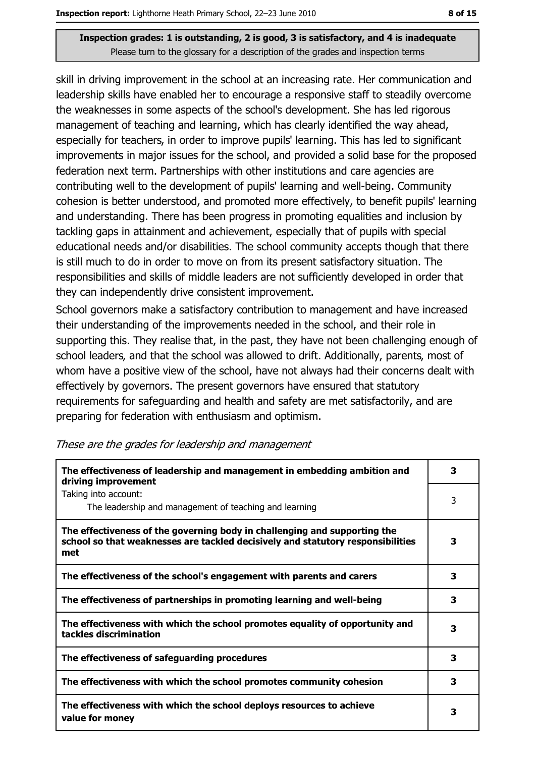**Inspection grades: 1 is outstanding, 2 is good, 3 is satisfactory, and 4 is inadequate**
Please turn to the glossary for a description of the grades and inspection terms

skill in driving improvement in the school at an increasing rate. Her communication and leadership skills have enabled her to encourage a responsive staff to steadily overcome the weaknesses in some aspects of the school's development. She has led rigorous management of teaching and learning, which has clearly identified the way ahead, especially for teachers, in order to improve pupils' learning. This has led to significant improvements in major issues for the school, and provided a solid base for the proposed federation next term. Partnerships with other institutions and care agencies are contributing well to the development of pupils' learning and well-being. Community cohesion is better understood, and promoted more effectively, to benefit pupils' learning and understanding. There has been progress in promoting equalities and inclusion by tackling gaps in attainment and achievement, especially that of pupils with special educational needs and/or disabilities. The school community accepts though that there is still much to do in order to move on from its present satisfactory situation. The responsibilities and skills of middle leaders are not sufficiently developed in order that they can independently drive consistent improvement.

School governors make a satisfactory contribution to management and have increased their understanding of the improvements needed in the school, and their role in supporting this. They realise that, in the past, they have not been challenging enough of school leaders, and that the school was allowed to drift. Additionally, parents, most of whom have a positive view of the school, have not always had their concerns dealt with effectively by governors. The present governors have ensured that statutory requirements for safeguarding and health and safety are met satisfactorily, and are preparing for federation with enthusiasm and optimism.

*These are the grades for leadership and management*

| | |
|---|---|
| **The effectiveness of leadership and management in embedding ambition and driving improvement** | **3** |
| Taking into account: The leadership and management of teaching and learning | 3 |
| **The effectiveness of the governing body in challenging and supporting the school so that weaknesses are tackled decisively and statutory responsibilities met** | **3** |
| **The effectiveness of the school's engagement with parents and carers** | **3** |
| **The effectiveness of partnerships in promoting learning and well-being** | **3** |
| **The effectiveness with which the school promotes equality of opportunity and tackles discrimination** | **3** |
| **The effectiveness of safeguarding procedures** | **3** |
| **The effectiveness with which the school promotes community cohesion** | **3** |
| **The effectiveness with which the school deploys resources to achieve value for money** | **3** |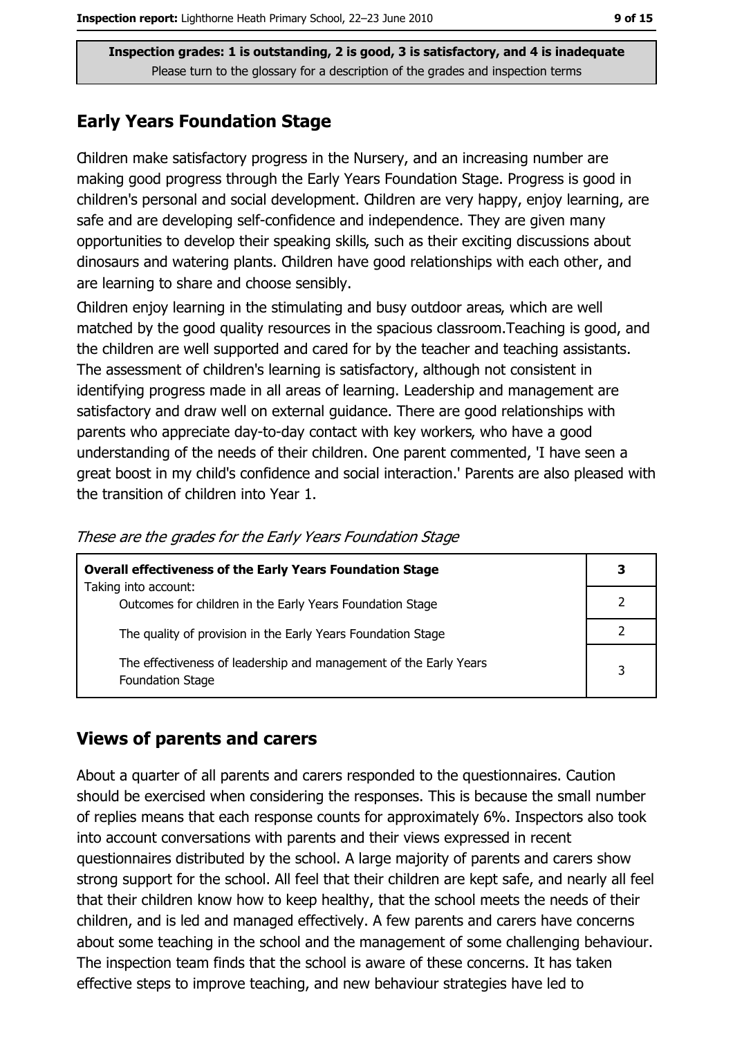Inspection grades: 1 is outstanding, 2 is good, 3 is satisfactory, and 4 is inadequate
Please turn to the glossary for a description of the grades and inspection terms

## Early Years Foundation Stage

Children make satisfactory progress in the Nursery, and an increasing number are making good progress through the Early Years Foundation Stage. Progress is good in children's personal and social development. Children are very happy, enjoy learning, are safe and are developing self-confidence and independence. They are given many opportunities to develop their speaking skills, such as their exciting discussions about dinosaurs and watering plants. Children have good relationships with each other, and are learning to share and choose sensibly.

Children enjoy learning in the stimulating and busy outdoor areas, which are well matched by the good quality resources in the spacious classroom.Teaching is good, and the children are well supported and cared for by the teacher and teaching assistants. The assessment of children's learning is satisfactory, although not consistent in identifying progress made in all areas of learning. Leadership and management are satisfactory and draw well on external guidance. There are good relationships with parents who appreciate day-to-day contact with key workers, who have a good understanding of the needs of their children. One parent commented, 'I have seen a great boost in my child's confidence and social interaction.' Parents are also pleased with the transition of children into Year 1.

*These are the grades for the Early Years Foundation Stage*

| **Overall effectiveness of the Early Years Foundation Stage** | **3** |
|---|---|
| Taking into account: Outcomes for children in the Early Years Foundation Stage | 2 |
| The quality of provision in the Early Years Foundation Stage | 2 |
| The effectiveness of leadership and management of the Early Years Foundation Stage | 3 |

## Views of parents and carers

About a quarter of all parents and carers responded to the questionnaires. Caution should be exercised when considering the responses. This is because the small number of replies means that each response counts for approximately 6%. Inspectors also took into account conversations with parents and their views expressed in recent questionnaires distributed by the school. A large majority of parents and carers show strong support for the school. All feel that their children are kept safe, and nearly all feel that their children know how to keep healthy, that the school meets the needs of their children, and is led and managed effectively. A few parents and carers have concerns about some teaching in the school and the management of some challenging behaviour. The inspection team finds that the school is aware of these concerns. It has taken effective steps to improve teaching, and new behaviour strategies have led to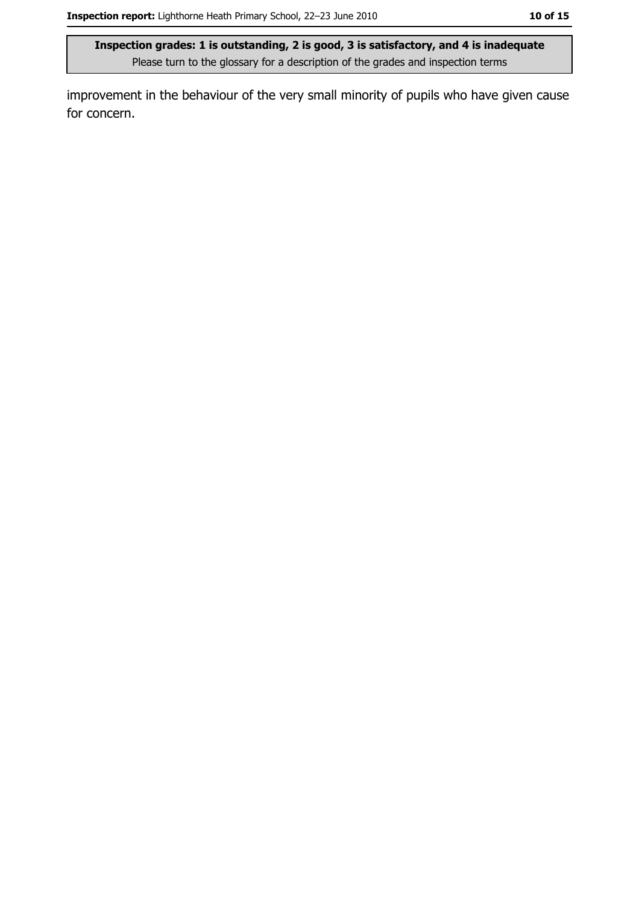improvement in the behaviour of the very small minority of pupils who have given cause for concern.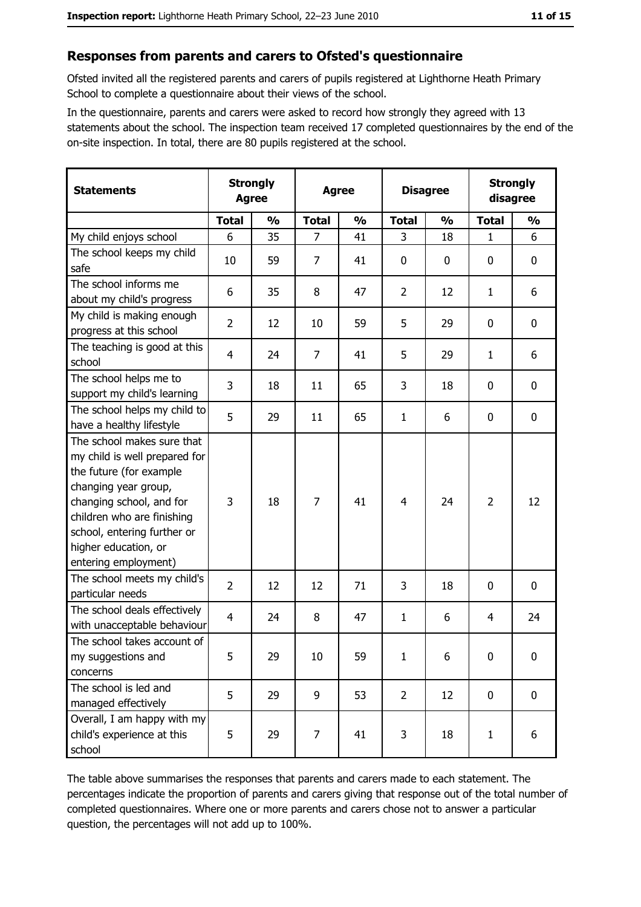## Responses from parents and carers to Ofsted's questionnaire

Ofsted invited all the registered parents and carers of pupils registered at Lighthorne Heath Primary School to complete a questionnaire about their views of the school.

In the questionnaire, parents and carers were asked to record how strongly they agreed with 13 statements about the school. The inspection team received 17 completed questionnaires by the end of the on-site inspection. In total, there are 80 pupils registered at the school.

| Statements | Strongly Agree | | Agree | | Disagree | | Strongly disagree | |
|---|---|---|---|---|---|---|---|---|
| | **Total** | **%** | **Total** | **%** | **Total** | **%** | **Total** | **%** |
| My child enjoys school | 6 | 35 | 7 | 41 | 3 | 18 | 1 | 6 |
| The school keeps my child safe | 10 | 59 | 7 | 41 | 0 | 0 | 0 | 0 |
| The school informs me about my child's progress | 6 | 35 | 8 | 47 | 2 | 12 | 1 | 6 |
| My child is making enough progress at this school | 2 | 12 | 10 | 59 | 5 | 29 | 0 | 0 |
| The teaching is good at this school | 4 | 24 | 7 | 41 | 5 | 29 | 1 | 6 |
| The school helps me to support my child's learning | 3 | 18 | 11 | 65 | 3 | 18 | 0 | 0 |
| The school helps my child to have a healthy lifestyle | 5 | 29 | 11 | 65 | 1 | 6 | 0 | 0 |
| The school makes sure that my child is well prepared for the future (for example changing year group, changing school, and for children who are finishing school, entering further or higher education, or entering employment) | 3 | 18 | 7 | 41 | 4 | 24 | 2 | 12 |
| The school meets my child's particular needs | 2 | 12 | 12 | 71 | 3 | 18 | 0 | 0 |
| The school deals effectively with unacceptable behaviour | 4 | 24 | 8 | 47 | 1 | 6 | 4 | 24 |
| The school takes account of my suggestions and concerns | 5 | 29 | 10 | 59 | 1 | 6 | 0 | 0 |
| The school is led and managed effectively | 5 | 29 | 9 | 53 | 2 | 12 | 0 | 0 |
| Overall, I am happy with my child's experience at this school | 5 | 29 | 7 | 41 | 3 | 18 | 1 | 6 |

The table above summarises the responses that parents and carers made to each statement. The percentages indicate the proportion of parents and carers giving that response out of the total number of completed questionnaires. Where one or more parents and carers chose not to answer a particular question, the percentages will not add up to 100%.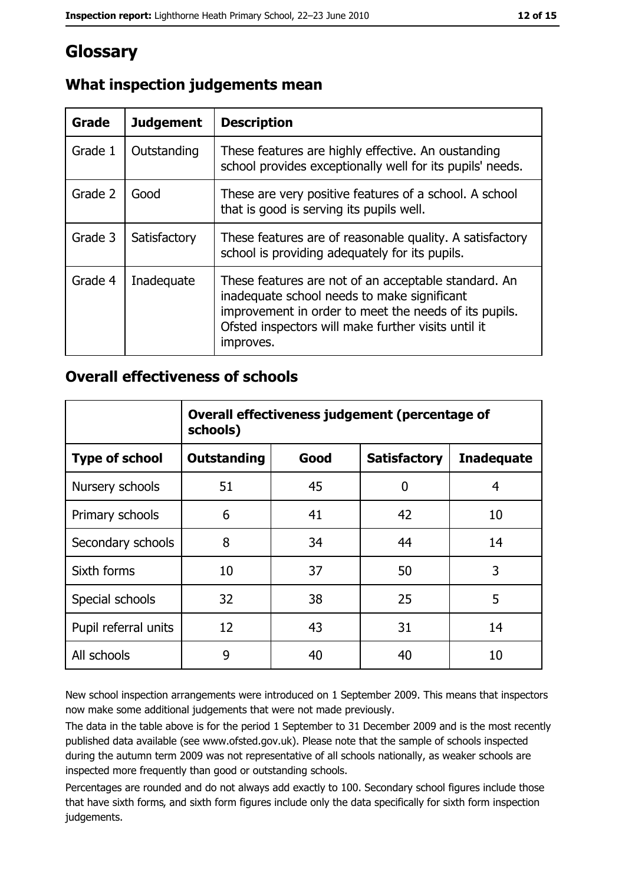# Glossary

## What inspection judgements mean

| Grade | Judgement | Description |
| --- | --- | --- |
| Grade 1 | Outstanding | These features are highly effective. An oustanding school provides exceptionally well for its pupils' needs. |
| Grade 2 | Good | These are very positive features of a school. A school that is good is serving its pupils well. |
| Grade 3 | Satisfactory | These features are of reasonable quality. A satisfactory school is providing adequately for its pupils. |
| Grade 4 | Inadequate | These features are not of an acceptable standard. An inadequate school needs to make significant improvement in order to meet the needs of its pupils. Ofsted inspectors will make further visits until it improves. |

## Overall effectiveness of schools

| | Overall effectiveness judgement (percentage of schools) | | | |
| --- | --- | --- | --- | --- |
| **Type of school** | **Outstanding** | **Good** | **Satisfactory** | **Inadequate** |
| Nursery schools | 51 | 45 | 0 | 4 |
| Primary schools | 6 | 41 | 42 | 10 |
| Secondary schools | 8 | 34 | 44 | 14 |
| Sixth forms | 10 | 37 | 50 | 3 |
| Special schools | 32 | 38 | 25 | 5 |
| Pupil referral units | 12 | 43 | 31 | 14 |
| All schools | 9 | 40 | 40 | 10 |

New school inspection arrangements were introduced on 1 September 2009. This means that inspectors now make some additional judgements that were not made previously.

The data in the table above is for the period 1 September to 31 December 2009 and is the most recently published data available (see www.ofsted.gov.uk). Please note that the sample of schools inspected during the autumn term 2009 was not representative of all schools nationally, as weaker schools are inspected more frequently than good or outstanding schools.

Percentages are rounded and do not always add exactly to 100. Secondary school figures include those that have sixth forms, and sixth form figures include only the data specifically for sixth form inspection judgements.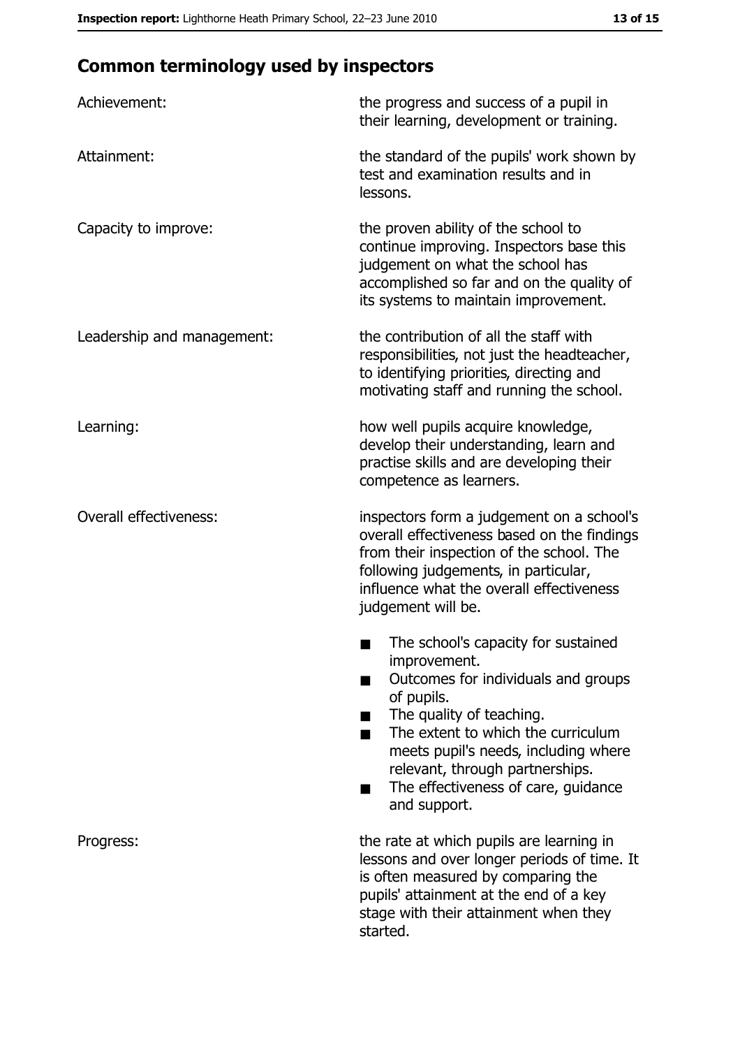## Common terminology used by inspectors

| | |
|---|---|
| Achievement: | the progress and success of a pupil in their learning, development or training. |
| Attainment: | the standard of the pupils' work shown by test and examination results and in lessons. |
| Capacity to improve: | the proven ability of the school to continue improving. Inspectors base this judgement on what the school has accomplished so far and on the quality of its systems to maintain improvement. |
| Leadership and management: | the contribution of all the staff with responsibilities, not just the headteacher, to identifying priorities, directing and motivating staff and running the school. |
| Learning: | how well pupils acquire knowledge, develop their understanding, learn and practise skills and are developing their competence as learners. |
| Overall effectiveness: | inspectors form a judgement on a school's overall effectiveness based on the findings from their inspection of the school. The following judgements, in particular, influence what the overall effectiveness judgement will be. <br>■ The school's capacity for sustained improvement.<br>■ Outcomes for individuals and groups of pupils.<br>■ The quality of teaching.<br>■ The extent to which the curriculum meets pupil's needs, including where relevant, through partnerships.<br>■ The effectiveness of care, guidance and support. |
| Progress: | the rate at which pupils are learning in lessons and over longer periods of time. It is often measured by comparing the pupils' attainment at the end of a key stage with their attainment when they started. |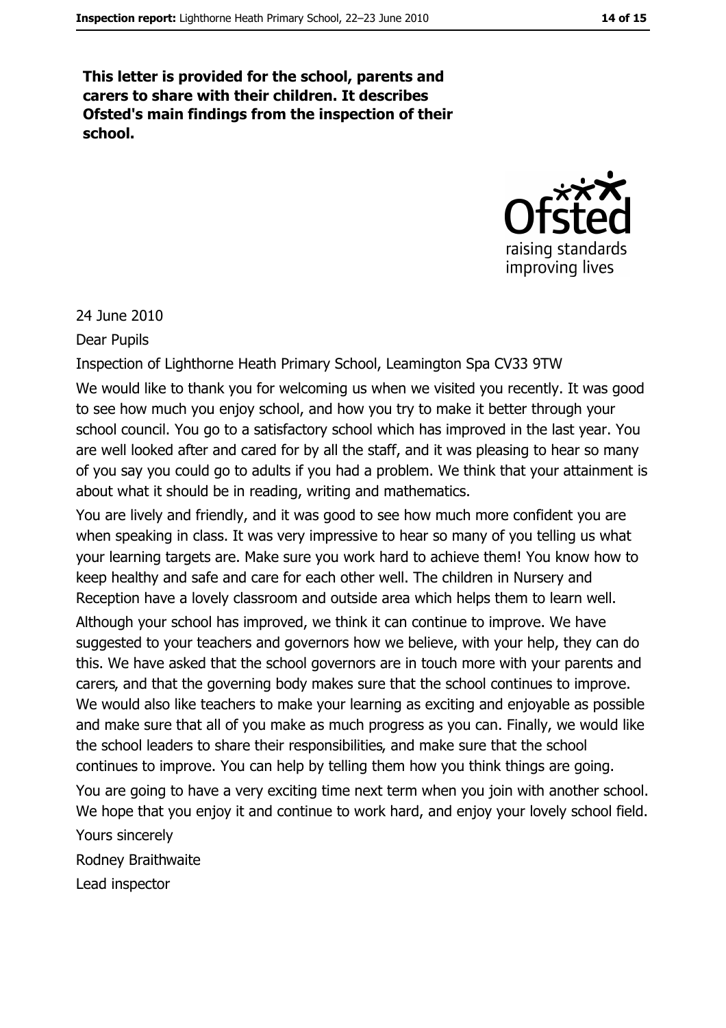**This letter is provided for the school, parents and carers to share with their children. It describes Ofsted's main findings from the inspection of their school.**

24 June 2010

Dear Pupils

Inspection of Lighthorne Heath Primary School, Leamington Spa CV33 9TW

We would like to thank you for welcoming us when we visited you recently. It was good to see how much you enjoy school, and how you try to make it better through your school council. You go to a satisfactory school which has improved in the last year. You are well looked after and cared for by all the staff, and it was pleasing to hear so many of you say you could go to adults if you had a problem. We think that your attainment is about what it should be in reading, writing and mathematics.

You are lively and friendly, and it was good to see how much more confident you are when speaking in class. It was very impressive to hear so many of you telling us what your learning targets are. Make sure you work hard to achieve them! You know how to keep healthy and safe and care for each other well. The children in Nursery and Reception have a lovely classroom and outside area which helps them to learn well.

Although your school has improved, we think it can continue to improve. We have suggested to your teachers and governors how we believe, with your help, they can do this. We have asked that the school governors are in touch more with your parents and carers, and that the governing body makes sure that the school continues to improve. We would also like teachers to make your learning as exciting and enjoyable as possible and make sure that all of you make as much progress as you can. Finally, we would like the school leaders to share their responsibilities, and make sure that the school continues to improve. You can help by telling them how you think things are going.

You are going to have a very exciting time next term when you join with another school. We hope that you enjoy it and continue to work hard, and enjoy your lovely school field.

Yours sincerely

Rodney Braithwaite

Lead inspector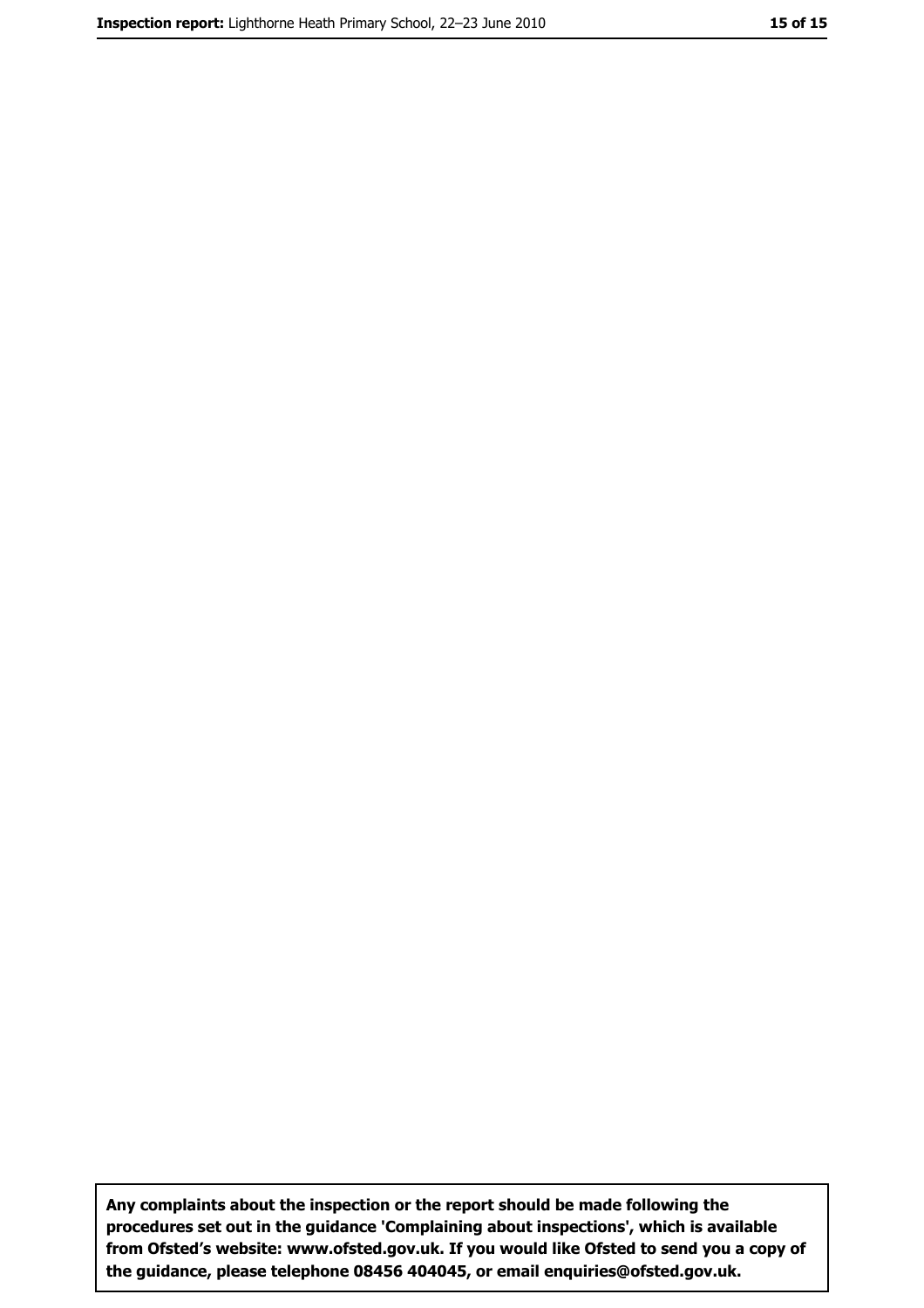**Any complaints about the inspection or the report should be made following the procedures set out in the guidance 'Complaining about inspections', which is available from Ofsted's website: www.ofsted.gov.uk. If you would like Ofsted to send you a copy of the guidance, please telephone 08456 404045, or email enquiries@ofsted.gov.uk.**